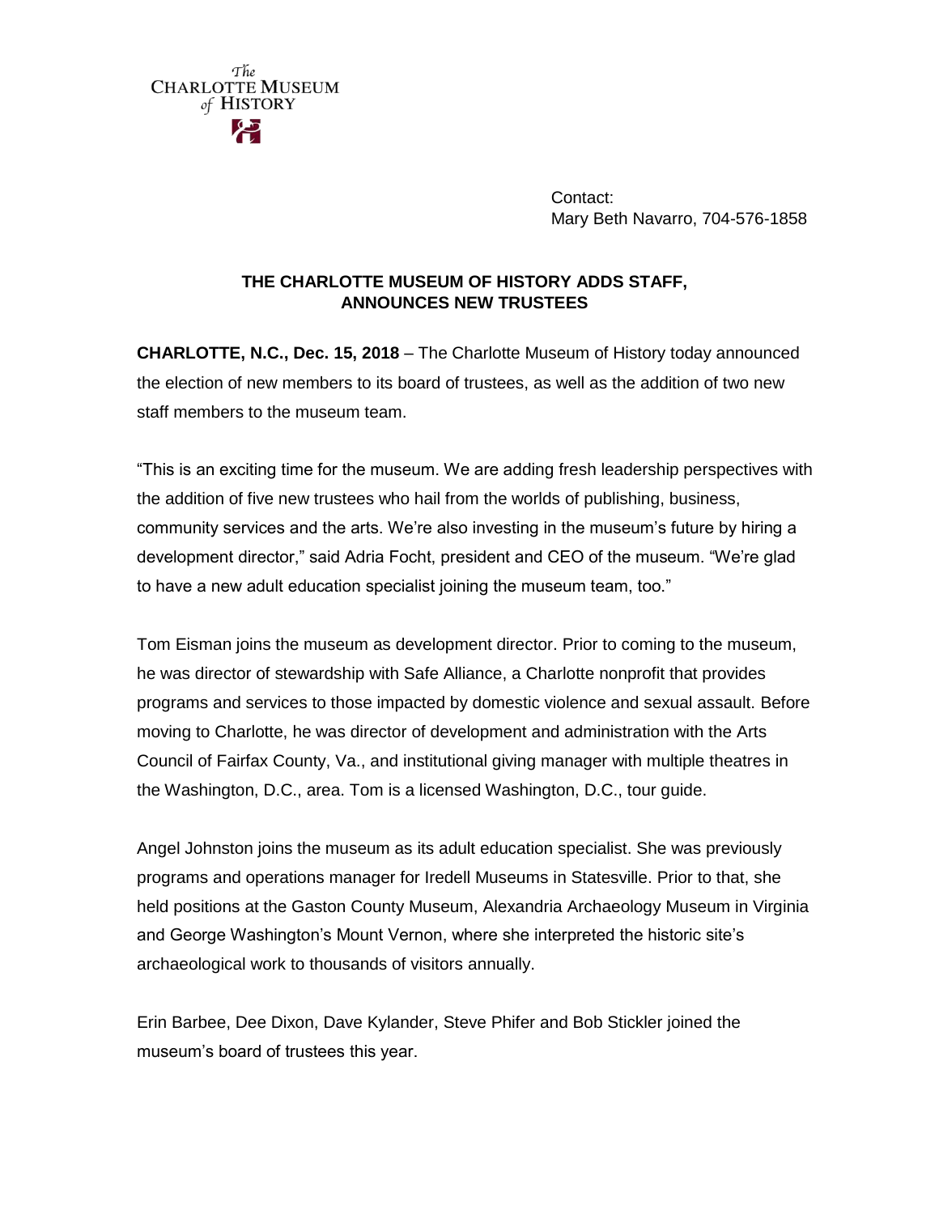The CHARLOTTE MUSEUM of HISTORY

Contact:
Mary Beth Navarro, 704-576-1858

## THE CHARLOTTE MUSEUM OF HISTORY ADDS STAFF, ANNOUNCES NEW TRUSTEES

**CHARLOTTE, N.C., Dec. 15, 2018** – The Charlotte Museum of History today announced the election of new members to its board of trustees, as well as the addition of two new staff members to the museum team.

"This is an exciting time for the museum. We are adding fresh leadership perspectives with the addition of five new trustees who hail from the worlds of publishing, business, community services and the arts. We're also investing in the museum's future by hiring a development director," said Adria Focht, president and CEO of the museum. "We're glad to have a new adult education specialist joining the museum team, too."

Tom Eisman joins the museum as development director. Prior to coming to the museum, he was director of stewardship with Safe Alliance, a Charlotte nonprofit that provides programs and services to those impacted by domestic violence and sexual assault. Before moving to Charlotte, he was director of development and administration with the Arts Council of Fairfax County, Va., and institutional giving manager with multiple theatres in the Washington, D.C., area. Tom is a licensed Washington, D.C., tour guide.

Angel Johnston joins the museum as its adult education specialist. She was previously programs and operations manager for Iredell Museums in Statesville. Prior to that, she held positions at the Gaston County Museum, Alexandria Archaeology Museum in Virginia and George Washington's Mount Vernon, where she interpreted the historic site's archaeological work to thousands of visitors annually.

Erin Barbee, Dee Dixon, Dave Kylander, Steve Phifer and Bob Stickler joined the museum's board of trustees this year.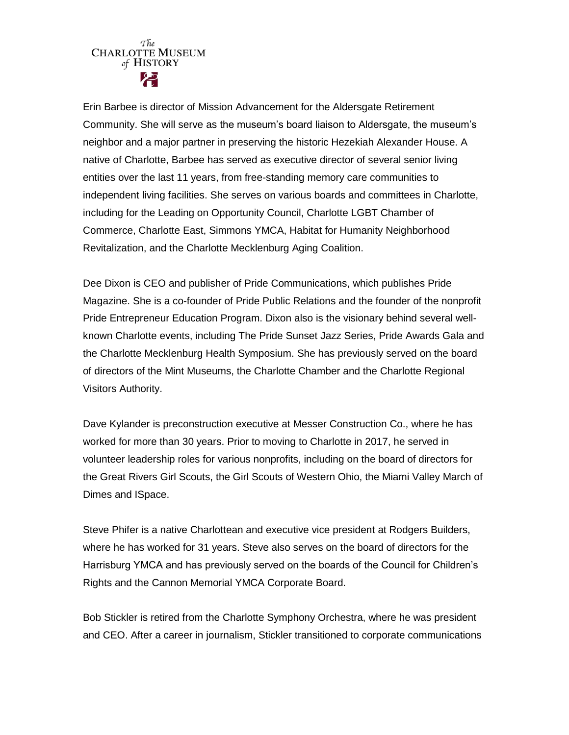Erin Barbee is director of Mission Advancement for the Aldersgate Retirement Community. She will serve as the museum's board liaison to Aldersgate, the museum's neighbor and a major partner in preserving the historic Hezekiah Alexander House. A native of Charlotte, Barbee has served as executive director of several senior living entities over the last 11 years, from free-standing memory care communities to independent living facilities. She serves on various boards and committees in Charlotte, including for the Leading on Opportunity Council, Charlotte LGBT Chamber of Commerce, Charlotte East, Simmons YMCA, Habitat for Humanity Neighborhood Revitalization, and the Charlotte Mecklenburg Aging Coalition.

Dee Dixon is CEO and publisher of Pride Communications, which publishes Pride Magazine. She is a co-founder of Pride Public Relations and the founder of the nonprofit Pride Entrepreneur Education Program. Dixon also is the visionary behind several well-known Charlotte events, including The Pride Sunset Jazz Series, Pride Awards Gala and the Charlotte Mecklenburg Health Symposium. She has previously served on the board of directors of the Mint Museums, the Charlotte Chamber and the Charlotte Regional Visitors Authority.

Dave Kylander is preconstruction executive at Messer Construction Co., where he has worked for more than 30 years. Prior to moving to Charlotte in 2017, he served in volunteer leadership roles for various nonprofits, including on the board of directors for the Great Rivers Girl Scouts, the Girl Scouts of Western Ohio, the Miami Valley March of Dimes and ISpace.

Steve Phifer is a native Charlottean and executive vice president at Rodgers Builders, where he has worked for 31 years. Steve also serves on the board of directors for the Harrisburg YMCA and has previously served on the boards of the Council for Children's Rights and the Cannon Memorial YMCA Corporate Board.

Bob Stickler is retired from the Charlotte Symphony Orchestra, where he was president and CEO. After a career in journalism, Stickler transitioned to corporate communications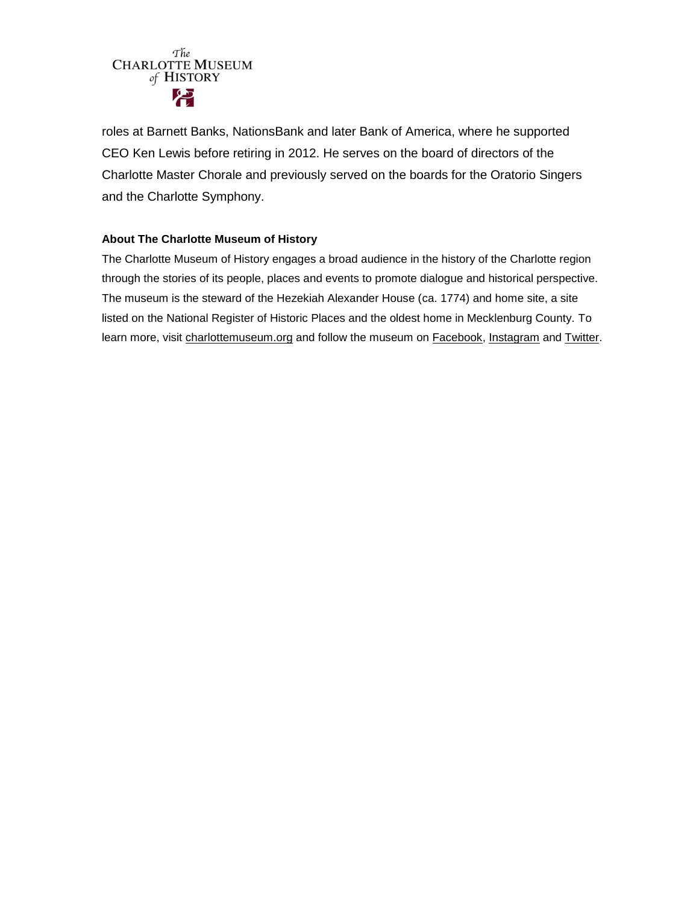roles at Barnett Banks, NationsBank and later Bank of America, where he supported CEO Ken Lewis before retiring in 2012. He serves on the board of directors of the Charlotte Master Chorale and previously served on the boards for the Oratorio Singers and the Charlotte Symphony.

**About The Charlotte Museum of History**

The Charlotte Museum of History engages a broad audience in the history of the Charlotte region through the stories of its people, places and events to promote dialogue and historical perspective. The museum is the steward of the Hezekiah Alexander House (ca. 1774) and home site, a site listed on the National Register of Historic Places and the oldest home in Mecklenburg County. To learn more, visit charlottemuseum.org and follow the museum on Facebook, Instagram and Twitter.